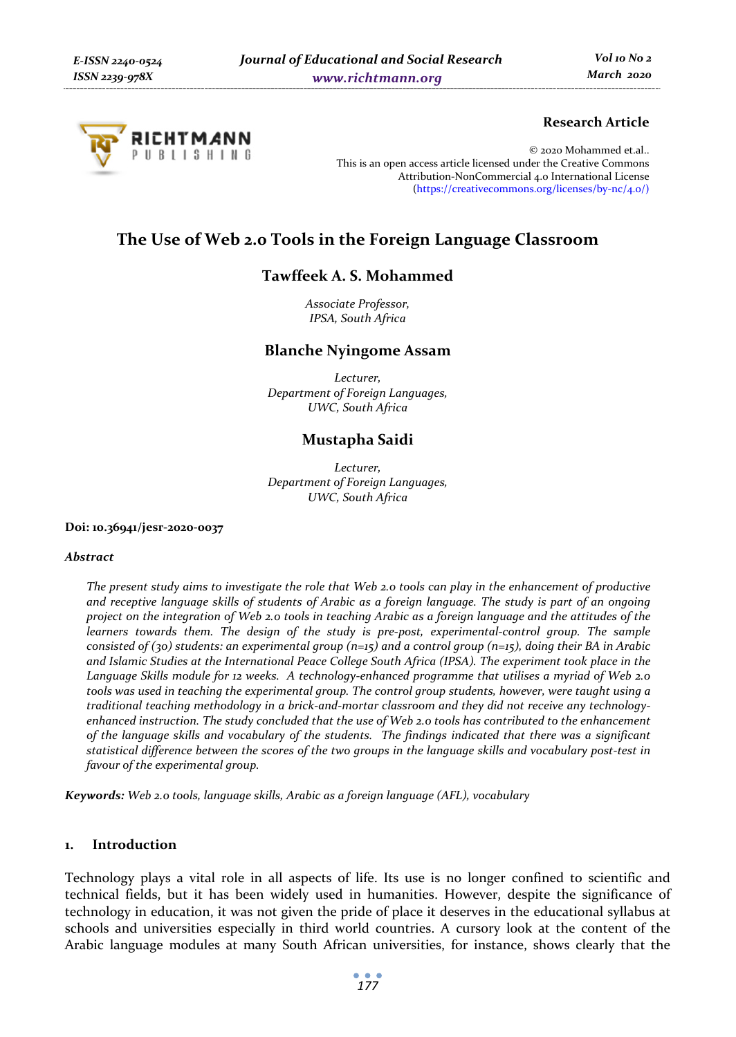**Research Article**

© 2020 Mohammed et.al..
This is an open access article licensed under the Creative Commons Attribution-NonCommercial 4.0 International License (https://creativecommons.org/licenses/by-nc/4.0/)

# The Use of Web 2.0 Tools in the Foreign Language Classroom

## Tawffeek A. S. Mohammed

*Associate Professor,*
*IPSA, South Africa*

## Blanche Nyingome Assam

*Lecturer,*
*Department of Foreign Languages,*
*UWC, South Africa*

## Mustapha Saidi

*Lecturer,*
*Department of Foreign Languages,*
*UWC, South Africa*

**Doi: 10.36941/jesr-2020-0037**

### *Abstract*

*The present study aims to investigate the role that Web 2.0 tools can play in the enhancement of productive and receptive language skills of students of Arabic as a foreign language. The study is part of an ongoing project on the integration of Web 2.0 tools in teaching Arabic as a foreign language and the attitudes of the learners towards them. The design of the study is pre-post, experimental-control group. The sample consisted of (30) students: an experimental group (n=15) and a control group (n=15), doing their BA in Arabic and Islamic Studies at the International Peace College South Africa (IPSA). The experiment took place in the Language Skills module for 12 weeks. A technology-enhanced programme that utilises a myriad of Web 2.0 tools was used in teaching the experimental group. The control group students, however, were taught using a traditional teaching methodology in a brick-and-mortar classroom and they did not receive any technology-enhanced instruction. The study concluded that the use of Web 2.0 tools has contributed to the enhancement of the language skills and vocabulary of the students. The findings indicated that there was a significant statistical difference between the scores of the two groups in the language skills and vocabulary post-test in favour of the experimental group.*

***Keywords:*** *Web 2.0 tools, language skills, Arabic as a foreign language (AFL), vocabulary*

## 1. Introduction

Technology plays a vital role in all aspects of life. Its use is no longer confined to scientific and technical fields, but it has been widely used in humanities. However, despite the significance of technology in education, it was not given the pride of place it deserves in the educational syllabus at schools and universities especially in third world countries. A cursory look at the content of the Arabic language modules at many South African universities, for instance, shows clearly that the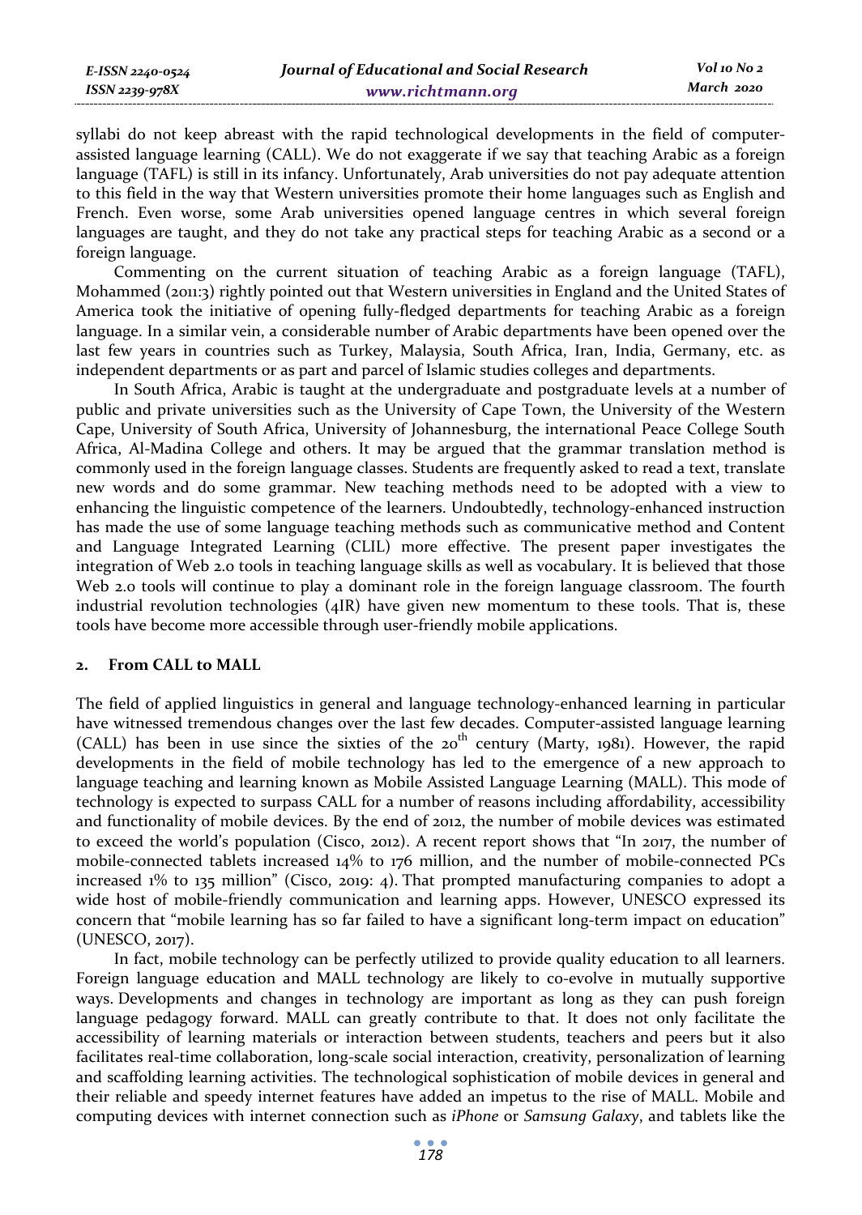syllabi do not keep abreast with the rapid technological developments in the field of computer-assisted language learning (CALL). We do not exaggerate if we say that teaching Arabic as a foreign language (TAFL) is still in its infancy. Unfortunately, Arab universities do not pay adequate attention to this field in the way that Western universities promote their home languages such as English and French. Even worse, some Arab universities opened language centres in which several foreign languages are taught, and they do not take any practical steps for teaching Arabic as a second or a foreign language.

Commenting on the current situation of teaching Arabic as a foreign language (TAFL), Mohammed (2011:3) rightly pointed out that Western universities in England and the United States of America took the initiative of opening fully-fledged departments for teaching Arabic as a foreign language. In a similar vein, a considerable number of Arabic departments have been opened over the last few years in countries such as Turkey, Malaysia, South Africa, Iran, India, Germany, etc. as independent departments or as part and parcel of Islamic studies colleges and departments.

In South Africa, Arabic is taught at the undergraduate and postgraduate levels at a number of public and private universities such as the University of Cape Town, the University of the Western Cape, University of South Africa, University of Johannesburg, the international Peace College South Africa, Al-Madina College and others. It may be argued that the grammar translation method is commonly used in the foreign language classes. Students are frequently asked to read a text, translate new words and do some grammar. New teaching methods need to be adopted with a view to enhancing the linguistic competence of the learners. Undoubtedly, technology-enhanced instruction has made the use of some language teaching methods such as communicative method and Content and Language Integrated Learning (CLIL) more effective. The present paper investigates the integration of Web 2.0 tools in teaching language skills as well as vocabulary. It is believed that those Web 2.0 tools will continue to play a dominant role in the foreign language classroom. The fourth industrial revolution technologies (4IR) have given new momentum to these tools. That is, these tools have become more accessible through user-friendly mobile applications.

## 2. From CALL to MALL

The field of applied linguistics in general and language technology-enhanced learning in particular have witnessed tremendous changes over the last few decades. Computer-assisted language learning (CALL) has been in use since the sixties of the 20th century (Marty, 1981). However, the rapid developments in the field of mobile technology has led to the emergence of a new approach to language teaching and learning known as Mobile Assisted Language Learning (MALL). This mode of technology is expected to surpass CALL for a number of reasons including affordability, accessibility and functionality of mobile devices. By the end of 2012, the number of mobile devices was estimated to exceed the world's population (Cisco, 2012). A recent report shows that "In 2017, the number of mobile-connected tablets increased 14% to 176 million, and the number of mobile-connected PCs increased 1% to 135 million" (Cisco, 2019: 4). That prompted manufacturing companies to adopt a wide host of mobile-friendly communication and learning apps. However, UNESCO expressed its concern that "mobile learning has so far failed to have a significant long-term impact on education" (UNESCO, 2017).

In fact, mobile technology can be perfectly utilized to provide quality education to all learners. Foreign language education and MALL technology are likely to co-evolve in mutually supportive ways. Developments and changes in technology are important as long as they can push foreign language pedagogy forward. MALL can greatly contribute to that. It does not only facilitate the accessibility of learning materials or interaction between students, teachers and peers but it also facilitates real-time collaboration, long-scale social interaction, creativity, personalization of learning and scaffolding learning activities. The technological sophistication of mobile devices in general and their reliable and speedy internet features have added an impetus to the rise of MALL. Mobile and computing devices with internet connection such as *iPhone* or *Samsung Galaxy*, and tablets like the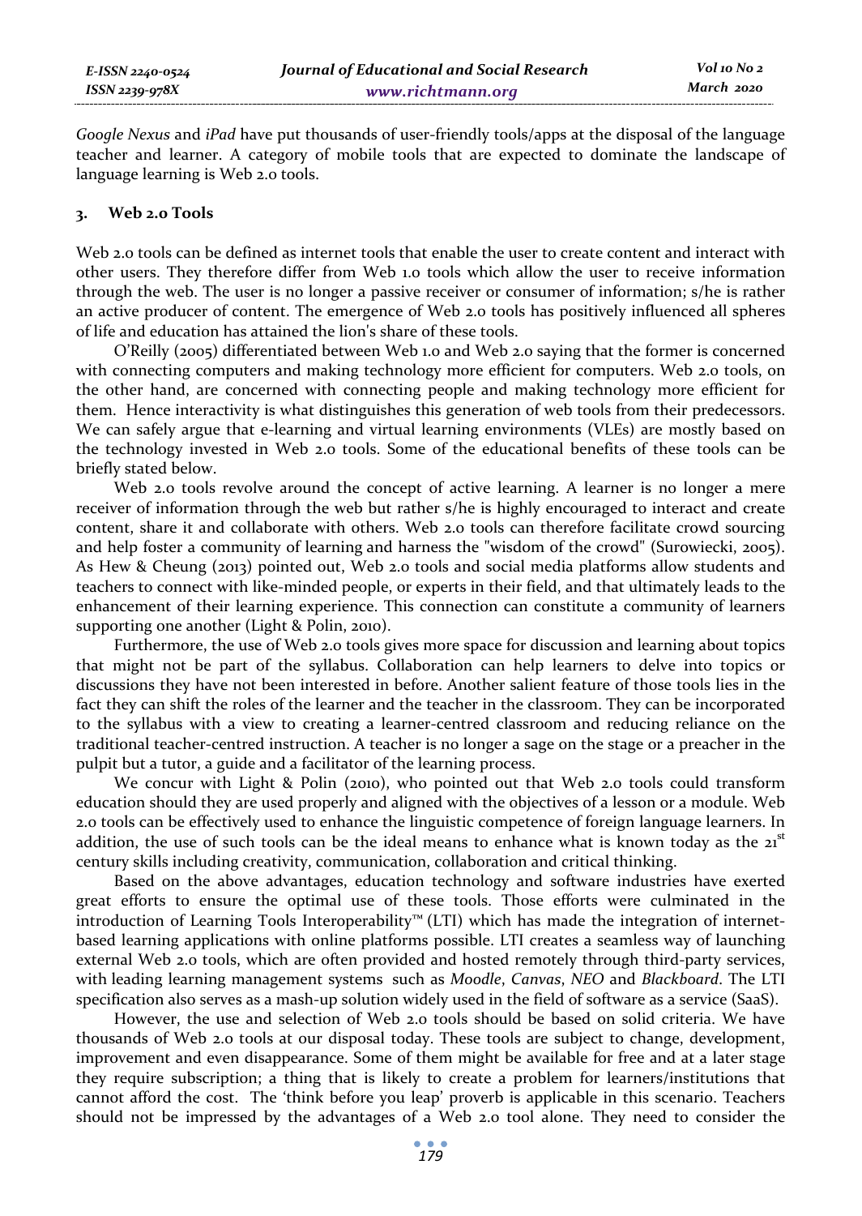*Google Nexus* and *iPad* have put thousands of user-friendly tools/apps at the disposal of the language teacher and learner. A category of mobile tools that are expected to dominate the landscape of language learning is Web 2.0 tools.

### 3. Web 2.0 Tools

Web 2.0 tools can be defined as internet tools that enable the user to create content and interact with other users. They therefore differ from Web 1.0 tools which allow the user to receive information through the web. The user is no longer a passive receiver or consumer of information; s/he is rather an active producer of content. The emergence of Web 2.0 tools has positively influenced all spheres of life and education has attained the lion's share of these tools.

O'Reilly (2005) differentiated between Web 1.0 and Web 2.0 saying that the former is concerned with connecting computers and making technology more efficient for computers. Web 2.0 tools, on the other hand, are concerned with connecting people and making technology more efficient for them. Hence interactivity is what distinguishes this generation of web tools from their predecessors. We can safely argue that e-learning and virtual learning environments (VLEs) are mostly based on the technology invested in Web 2.0 tools. Some of the educational benefits of these tools can be briefly stated below.

Web 2.0 tools revolve around the concept of active learning. A learner is no longer a mere receiver of information through the web but rather s/he is highly encouraged to interact and create content, share it and collaborate with others. Web 2.0 tools can therefore facilitate crowd sourcing and help foster a community of learning and harness the "wisdom of the crowd" (Surowiecki, 2005). As Hew & Cheung (2013) pointed out, Web 2.0 tools and social media platforms allow students and teachers to connect with like-minded people, or experts in their field, and that ultimately leads to the enhancement of their learning experience. This connection can constitute a community of learners supporting one another (Light & Polin, 2010).

Furthermore, the use of Web 2.0 tools gives more space for discussion and learning about topics that might not be part of the syllabus. Collaboration can help learners to delve into topics or discussions they have not been interested in before. Another salient feature of those tools lies in the fact they can shift the roles of the learner and the teacher in the classroom. They can be incorporated to the syllabus with a view to creating a learner-centred classroom and reducing reliance on the traditional teacher-centred instruction. A teacher is no longer a sage on the stage or a preacher in the pulpit but a tutor, a guide and a facilitator of the learning process.

We concur with Light & Polin (2010), who pointed out that Web 2.0 tools could transform education should they are used properly and aligned with the objectives of a lesson or a module. Web 2.0 tools can be effectively used to enhance the linguistic competence of foreign language learners. In addition, the use of such tools can be the ideal means to enhance what is known today as the 21st century skills including creativity, communication, collaboration and critical thinking.

Based on the above advantages, education technology and software industries have exerted great efforts to ensure the optimal use of these tools. Those efforts were culminated in the introduction of Learning Tools Interoperability™ (LTI) which has made the integration of internet-based learning applications with online platforms possible. LTI creates a seamless way of launching external Web 2.0 tools, which are often provided and hosted remotely through third-party services, with leading learning management systems such as *Moodle*, *Canvas*, *NEO* and *Blackboard*. The LTI specification also serves as a mash-up solution widely used in the field of software as a service (SaaS).

However, the use and selection of Web 2.0 tools should be based on solid criteria. We have thousands of Web 2.0 tools at our disposal today. These tools are subject to change, development, improvement and even disappearance. Some of them might be available for free and at a later stage they require subscription; a thing that is likely to create a problem for learners/institutions that cannot afford the cost. The 'think before you leap' proverb is applicable in this scenario. Teachers should not be impressed by the advantages of a Web 2.0 tool alone. They need to consider the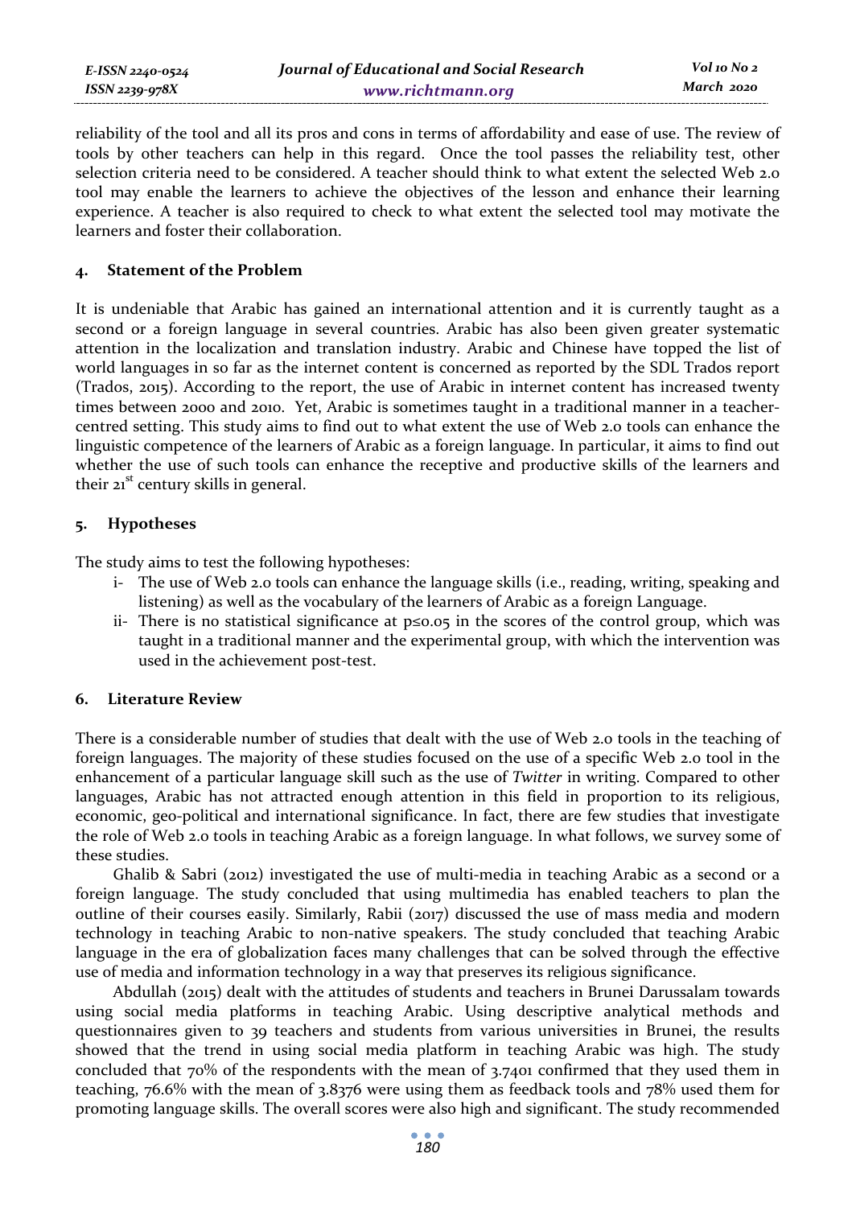reliability of the tool and all its pros and cons in terms of affordability and ease of use. The review of tools by other teachers can help in this regard. Once the tool passes the reliability test, other selection criteria need to be considered. A teacher should think to what extent the selected Web 2.0 tool may enable the learners to achieve the objectives of the lesson and enhance their learning experience. A teacher is also required to check to what extent the selected tool may motivate the learners and foster their collaboration.

## 4. Statement of the Problem

It is undeniable that Arabic has gained an international attention and it is currently taught as a second or a foreign language in several countries. Arabic has also been given greater systematic attention in the localization and translation industry. Arabic and Chinese have topped the list of world languages in so far as the internet content is concerned as reported by the SDL Trados report (Trados, 2015). According to the report, the use of Arabic in internet content has increased twenty times between 2000 and 2010. Yet, Arabic is sometimes taught in a traditional manner in a teacher-centred setting. This study aims to find out to what extent the use of Web 2.0 tools can enhance the linguistic competence of the learners of Arabic as a foreign language. In particular, it aims to find out whether the use of such tools can enhance the receptive and productive skills of the learners and their 21st century skills in general.

## 5. Hypotheses

The study aims to test the following hypotheses:

- i- The use of Web 2.0 tools can enhance the language skills (i.e., reading, writing, speaking and listening) as well as the vocabulary of the learners of Arabic as a foreign Language.
- ii- There is no statistical significance at $p \leq 0.05$ in the scores of the control group, which was taught in a traditional manner and the experimental group, with which the intervention was used in the achievement post-test.

## 6. Literature Review

There is a considerable number of studies that dealt with the use of Web 2.0 tools in the teaching of foreign languages. The majority of these studies focused on the use of a specific Web 2.0 tool in the enhancement of a particular language skill such as the use of *Twitter* in writing. Compared to other languages, Arabic has not attracted enough attention in this field in proportion to its religious, economic, geo-political and international significance. In fact, there are few studies that investigate the role of Web 2.0 tools in teaching Arabic as a foreign language. In what follows, we survey some of these studies.

Ghalib & Sabri (2012) investigated the use of multi-media in teaching Arabic as a second or a foreign language. The study concluded that using multimedia has enabled teachers to plan the outline of their courses easily. Similarly, Rabii (2017) discussed the use of mass media and modern technology in teaching Arabic to non-native speakers. The study concluded that teaching Arabic language in the era of globalization faces many challenges that can be solved through the effective use of media and information technology in a way that preserves its religious significance.

Abdullah (2015) dealt with the attitudes of students and teachers in Brunei Darussalam towards using social media platforms in teaching Arabic. Using descriptive analytical methods and questionnaires given to 39 teachers and students from various universities in Brunei, the results showed that the trend in using social media platform in teaching Arabic was high. The study concluded that 70% of the respondents with the mean of 3.7401 confirmed that they used them in teaching, 76.6% with the mean of 3.8376 were using them as feedback tools and 78% used them for promoting language skills. The overall scores were also high and significant. The study recommended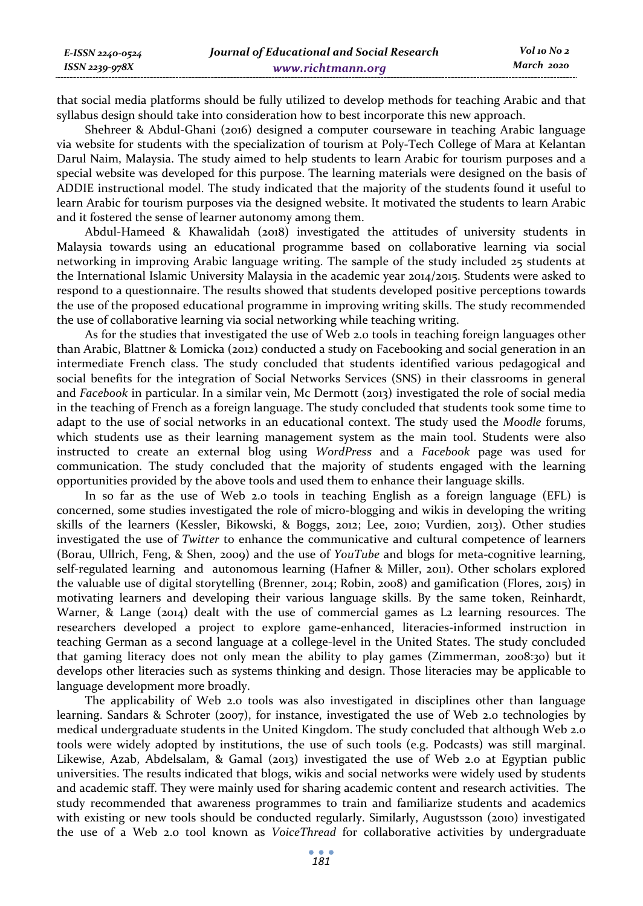that social media platforms should be fully utilized to develop methods for teaching Arabic and that syllabus design should take into consideration how to best incorporate this new approach.

Shehreer & Abdul-Ghani (2016) designed a computer courseware in teaching Arabic language via website for students with the specialization of tourism at Poly-Tech College of Mara at Kelantan Darul Naim, Malaysia. The study aimed to help students to learn Arabic for tourism purposes and a special website was developed for this purpose. The learning materials were designed on the basis of ADDIE instructional model. The study indicated that the majority of the students found it useful to learn Arabic for tourism purposes via the designed website. It motivated the students to learn Arabic and it fostered the sense of learner autonomy among them.

Abdul-Hameed & Khawalidah (2018) investigated the attitudes of university students in Malaysia towards using an educational programme based on collaborative learning via social networking in improving Arabic language writing. The sample of the study included 25 students at the International Islamic University Malaysia in the academic year 2014/2015. Students were asked to respond to a questionnaire. The results showed that students developed positive perceptions towards the use of the proposed educational programme in improving writing skills. The study recommended the use of collaborative learning via social networking while teaching writing.

As for the studies that investigated the use of Web 2.0 tools in teaching foreign languages other than Arabic, Blattner & Lomicka (2012) conducted a study on Facebooking and social generation in an intermediate French class. The study concluded that students identified various pedagogical and social benefits for the integration of Social Networks Services (SNS) in their classrooms in general and *Facebook* in particular. In a similar vein, Mc Dermott (2013) investigated the role of social media in the teaching of French as a foreign language. The study concluded that students took some time to adapt to the use of social networks in an educational context. The study used the *Moodle* forums, which students use as their learning management system as the main tool. Students were also instructed to create an external blog using *WordPress* and a *Facebook* page was used for communication. The study concluded that the majority of students engaged with the learning opportunities provided by the above tools and used them to enhance their language skills.

In so far as the use of Web 2.0 tools in teaching English as a foreign language (EFL) is concerned, some studies investigated the role of micro-blogging and wikis in developing the writing skills of the learners (Kessler, Bikowski, & Boggs, 2012; Lee, 2010; Vurdien, 2013). Other studies investigated the use of *Twitter* to enhance the communicative and cultural competence of learners (Borau, Ullrich, Feng, & Shen, 2009) and the use of *YouTube* and blogs for meta-cognitive learning, self-regulated learning and autonomous learning (Hafner & Miller, 2011). Other scholars explored the valuable use of digital storytelling (Brenner, 2014; Robin, 2008) and gamification (Flores, 2015) in motivating learners and developing their various language skills. By the same token, Reinhardt, Warner, & Lange (2014) dealt with the use of commercial games as L2 learning resources. The researchers developed a project to explore game-enhanced, literacies-informed instruction in teaching German as a second language at a college-level in the United States. The study concluded that gaming literacy does not only mean the ability to play games (Zimmerman, 2008:30) but it develops other literacies such as systems thinking and design. Those literacies may be applicable to language development more broadly.

The applicability of Web 2.0 tools was also investigated in disciplines other than language learning. Sandars & Schroter (2007), for instance, investigated the use of Web 2.0 technologies by medical undergraduate students in the United Kingdom. The study concluded that although Web 2.0 tools were widely adopted by institutions, the use of such tools (e.g. Podcasts) was still marginal. Likewise, Azab, Abdelsalam, & Gamal (2013) investigated the use of Web 2.0 at Egyptian public universities. The results indicated that blogs, wikis and social networks were widely used by students and academic staff. They were mainly used for sharing academic content and research activities. The study recommended that awareness programmes to train and familiarize students and academics with existing or new tools should be conducted regularly. Similarly, Augustsson (2010) investigated the use of a Web 2.0 tool known as *VoiceThread* for collaborative activities by undergraduate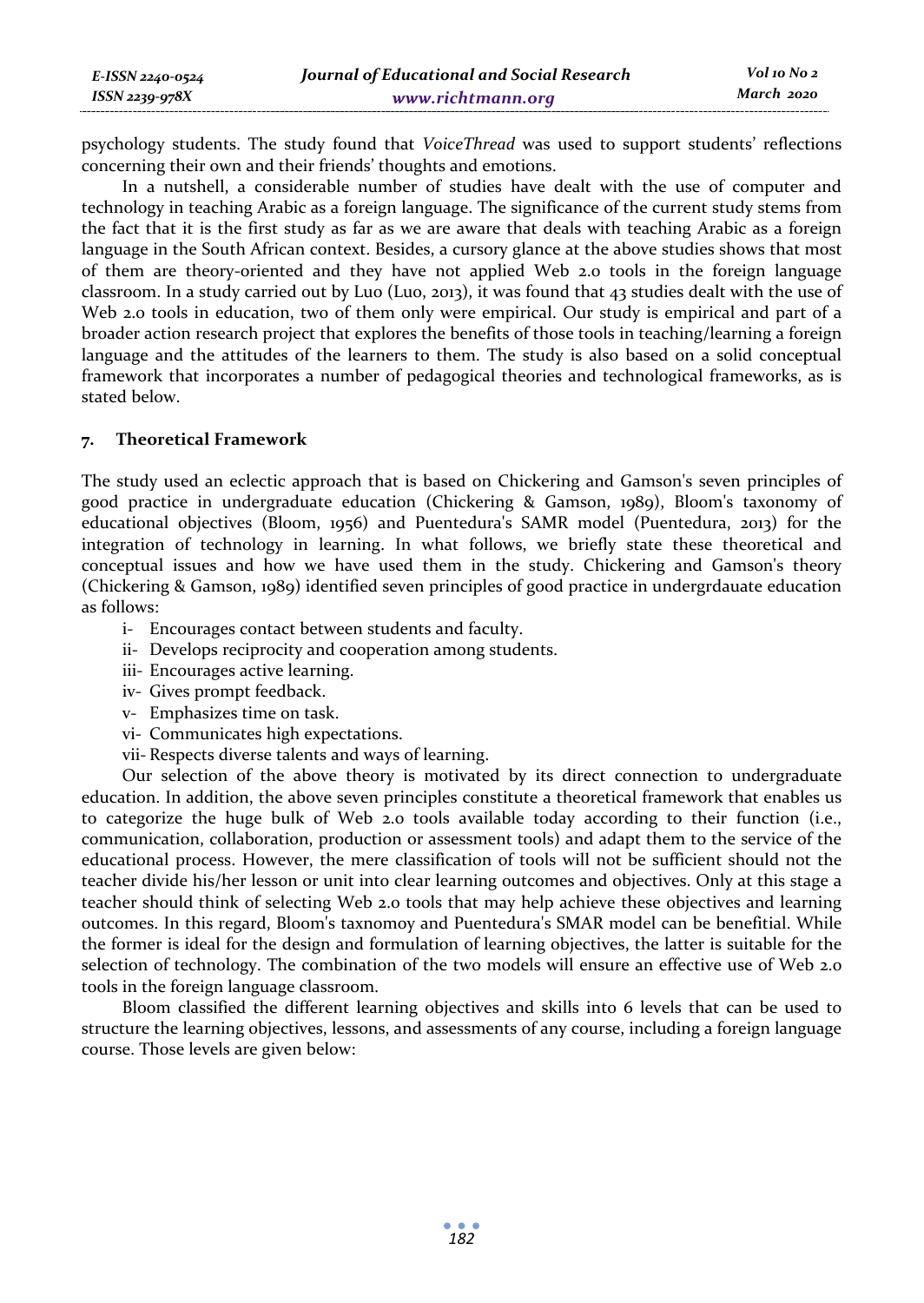psychology students. The study found that *VoiceThread* was used to support students' reflections concerning their own and their friends' thoughts and emotions.

In a nutshell, a considerable number of studies have dealt with the use of computer and technology in teaching Arabic as a foreign language. The significance of the current study stems from the fact that it is the first study as far as we are aware that deals with teaching Arabic as a foreign language in the South African context. Besides, a cursory glance at the above studies shows that most of them are theory-oriented and they have not applied Web 2.0 tools in the foreign language classroom. In a study carried out by Luo (Luo, 2013), it was found that 43 studies dealt with the use of Web 2.0 tools in education, two of them only were empirical. Our study is empirical and part of a broader action research project that explores the benefits of those tools in teaching/learning a foreign language and the attitudes of the learners to them. The study is also based on a solid conceptual framework that incorporates a number of pedagogical theories and technological frameworks, as is stated below.

## 7. Theoretical Framework

The study used an eclectic approach that is based on Chickering and Gamson's seven principles of good practice in undergraduate education (Chickering & Gamson, 1989), Bloom's taxonomy of educational objectives (Bloom, 1956) and Puentedura's SAMR model (Puentedura, 2013) for the integration of technology in learning. In what follows, we briefly state these theoretical and conceptual issues and how we have used them in the study. Chickering and Gamson's theory (Chickering & Gamson, 1989) identified seven principles of good practice in undergrdauate education as follows:

i- Encourages contact between students and faculty.
ii- Develops reciprocity and cooperation among students.
iii- Encourages active learning.
iv- Gives prompt feedback.
v- Emphasizes time on task.
vi- Communicates high expectations.
vii- Respects diverse talents and ways of learning.

Our selection of the above theory is motivated by its direct connection to undergraduate education. In addition, the above seven principles constitute a theoretical framework that enables us to categorize the huge bulk of Web 2.0 tools available today according to their function (i.e., communication, collaboration, production or assessment tools) and adapt them to the service of the educational process. However, the mere classification of tools will not be sufficient should not the teacher divide his/her lesson or unit into clear learning outcomes and objectives. Only at this stage a teacher should think of selecting Web 2.0 tools that may help achieve these objectives and learning outcomes. In this regard, Bloom's taxnomoy and Puentedura's SMAR model can be benefitial. While the former is ideal for the design and formulation of learning objectives, the latter is suitable for the selection of technology. The combination of the two models will ensure an effective use of Web 2.0 tools in the foreign language classroom.

Bloom classified the different learning objectives and skills into 6 levels that can be used to structure the learning objectives, lessons, and assessments of any course, including a foreign language course. Those levels are given below: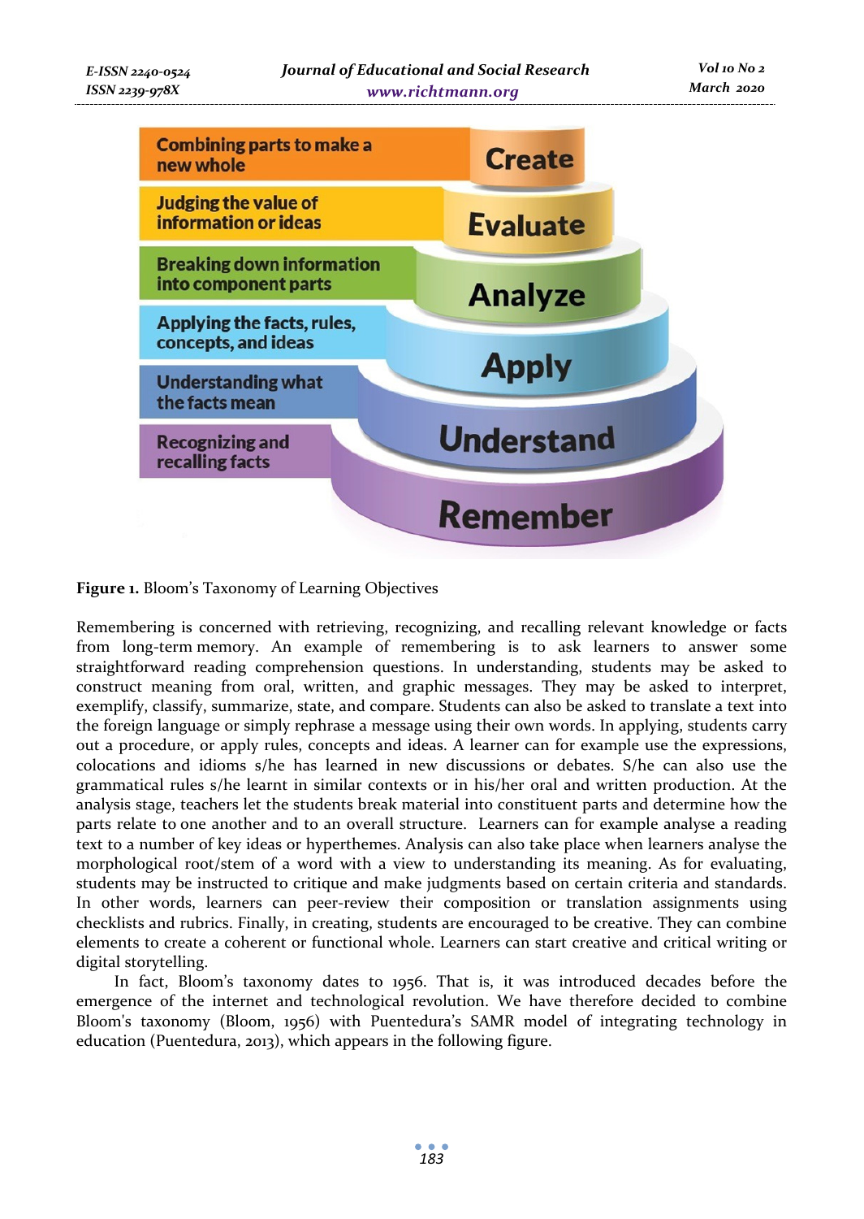**Figure 1.** Bloom's Taxonomy of Learning Objectives

Remembering is concerned with retrieving, recognizing, and recalling relevant knowledge or facts from long-term memory. An example of remembering is to ask learners to answer some straightforward reading comprehension questions. In understanding, students may be asked to construct meaning from oral, written, and graphic messages. They may be asked to interpret, exemplify, classify, summarize, state, and compare. Students can also be asked to translate a text into the foreign language or simply rephrase a message using their own words. In applying, students carry out a procedure, or apply rules, concepts and ideas. A learner can for example use the expressions, colocations and idioms s/he has learned in new discussions or debates. S/he can also use the grammatical rules s/he learnt in similar contexts or in his/her oral and written production. At the analysis stage, teachers let the students break material into constituent parts and determine how the parts relate to one another and to an overall structure. Learners can for example analyse a reading text to a number of key ideas or hyperthemes. Analysis can also take place when learners analyse the morphological root/stem of a word with a view to understanding its meaning. As for evaluating, students may be instructed to critique and make judgments based on certain criteria and standards. In other words, learners can peer-review their composition or translation assignments using checklists and rubrics. Finally, in creating, students are encouraged to be creative. They can combine elements to create a coherent or functional whole. Learners can start creative and critical writing or digital storytelling.

In fact, Bloom's taxonomy dates to 1956. That is, it was introduced decades before the emergence of the internet and technological revolution. We have therefore decided to combine Bloom's taxonomy (Bloom, 1956) with Puentedura's SAMR model of integrating technology in education (Puentedura, 2013), which appears in the following figure.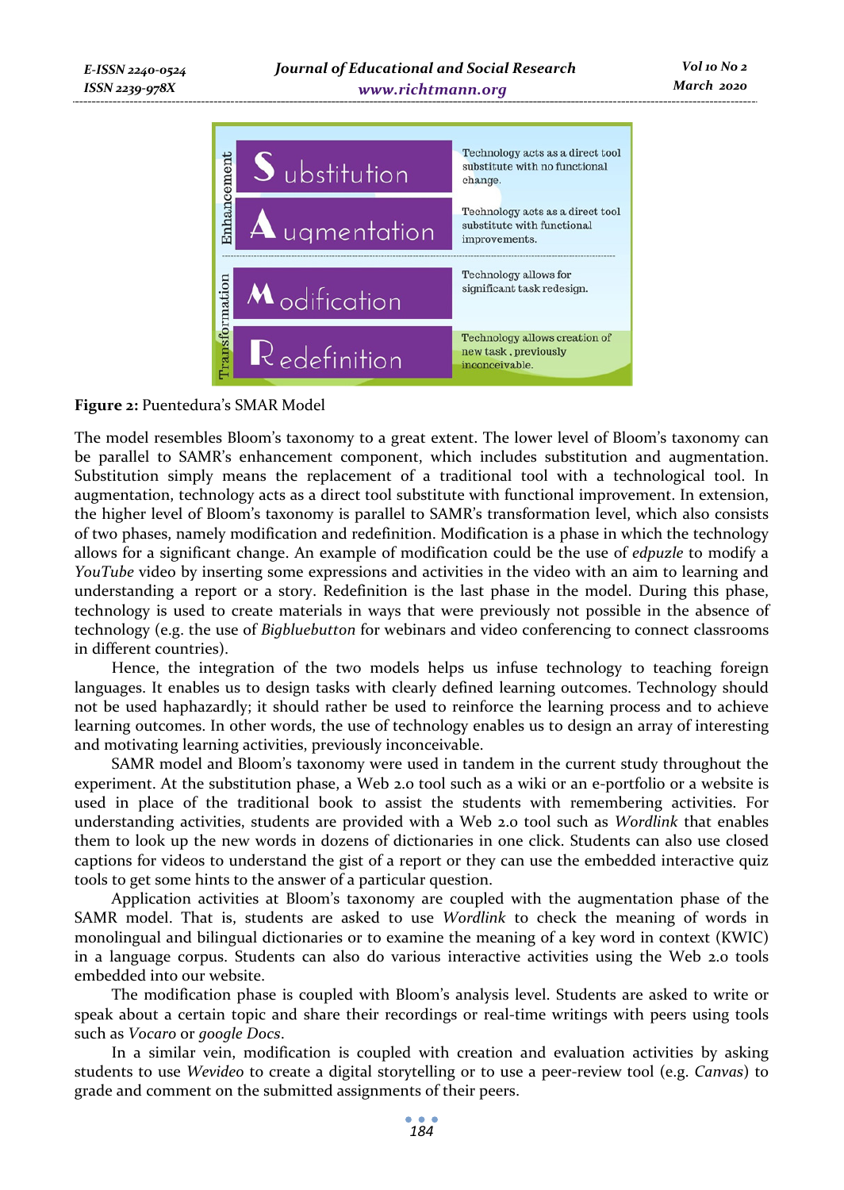| | | |
|---|---|---|
| Enhancement | **S**ubstitution | Technology acts as a direct tool substitute with no functional change. |
| | **A**ugmentation | Technology acts as a direct tool substitute with functional improvements. |
| Transformation | **M**odification | Technology allows for significant task redesign. |
| | **R**edefinition | Technology allows creation of new task . previously inconceivable. |

**Figure 2:** Puentedura's SMAR Model

The model resembles Bloom's taxonomy to a great extent. The lower level of Bloom's taxonomy can be parallel to SAMR's enhancement component, which includes substitution and augmentation. Substitution simply means the replacement of a traditional tool with a technological tool. In augmentation, technology acts as a direct tool substitute with functional improvement. In extension, the higher level of Bloom's taxonomy is parallel to SAMR's transformation level, which also consists of two phases, namely modification and redefinition. Modification is a phase in which the technology allows for a significant change. An example of modification could be the use of *edpuzle* to modify a *YouTube* video by inserting some expressions and activities in the video with an aim to learning and understanding a report or a story. Redefinition is the last phase in the model. During this phase, technology is used to create materials in ways that were previously not possible in the absence of technology (e.g. the use of *Bigbluebutton* for webinars and video conferencing to connect classrooms in different countries).

Hence, the integration of the two models helps us infuse technology to teaching foreign languages. It enables us to design tasks with clearly defined learning outcomes. Technology should not be used haphazardly; it should rather be used to reinforce the learning process and to achieve learning outcomes. In other words, the use of technology enables us to design an array of interesting and motivating learning activities, previously inconceivable.

SAMR model and Bloom's taxonomy were used in tandem in the current study throughout the experiment. At the substitution phase, a Web 2.0 tool such as a wiki or an e-portfolio or a website is used in place of the traditional book to assist the students with remembering activities. For understanding activities, students are provided with a Web 2.0 tool such as *Wordlink* that enables them to look up the new words in dozens of dictionaries in one click. Students can also use closed captions for videos to understand the gist of a report or they can use the embedded interactive quiz tools to get some hints to the answer of a particular question.

Application activities at Bloom's taxonomy are coupled with the augmentation phase of the SAMR model. That is, students are asked to use *Wordlink* to check the meaning of words in monolingual and bilingual dictionaries or to examine the meaning of a key word in context (KWIC) in a language corpus. Students can also do various interactive activities using the Web 2.0 tools embedded into our website.

The modification phase is coupled with Bloom's analysis level. Students are asked to write or speak about a certain topic and share their recordings or real-time writings with peers using tools such as *Vocaro* or *google Docs*.

In a similar vein, modification is coupled with creation and evaluation activities by asking students to use *Wevideo* to create a digital storytelling or to use a peer-review tool (e.g. *Canvas*) to grade and comment on the submitted assignments of their peers.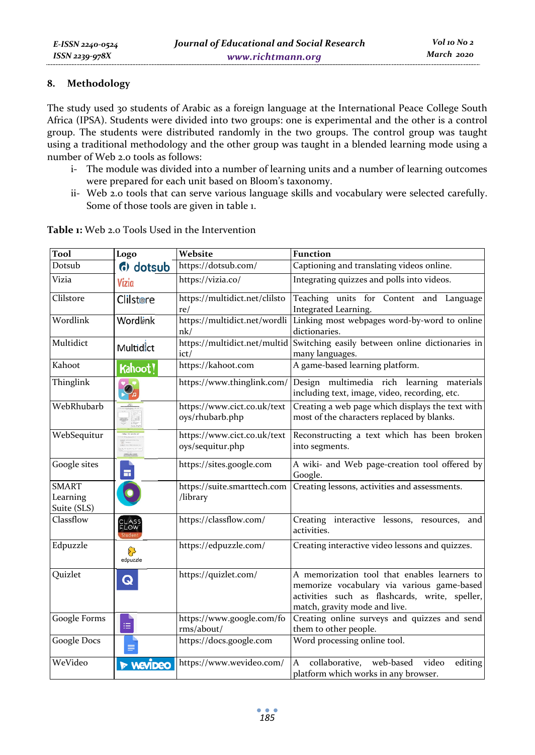## 8. Methodology

The study used 30 students of Arabic as a foreign language at the International Peace College South Africa (IPSA). Students were divided into two groups: one is experimental and the other is a control group. The students were distributed randomly in the two groups. The control group was taught using a traditional methodology and the other group was taught in a blended learning mode using a number of Web 2.0 tools as follows:

i- The module was divided into a number of learning units and a number of learning outcomes were prepared for each unit based on Bloom's taxonomy.

ii- Web 2.0 tools that can serve various language skills and vocabulary were selected carefully. Some of those tools are given in table 1.

**Table 1:** Web 2.0 Tools Used in the Intervention

| Tool | Logo | Website | Function |
|---|---|---|---|
| Dotsub | dotsub | https://dotsub.com/ | Captioning and translating videos online. |
| Vizia | Vizia | https://vizia.co/ | Integrating quizzes and polls into videos. |
| Clilstore | Clilstore | https://multidict.net/clilstore/ | Teaching units for Content and Language Integrated Learning. |
| Wordlink | Wordlink | https://multidict.net/wordlink/ | Linking most webpages word-by-word to online dictionaries. |
| Multidict | Multidict | https://multidict.net/multidict/ | Switching easily between online dictionaries in many languages. |
| Kahoot | Kahoot! | https://kahoot.com | A game-based learning platform. |
| Thinglink | | https://www.thinglink.com/ | Design multimedia rich learning materials including text, image, video, recording, etc. |
| WebRhubarb | | https://www.cict.co.uk/textoys/rhubarb.php | Creating a web page which displays the text with most of the characters replaced by blanks. |
| WebSequitur | | https://www.cict.co.uk/textoys/sequitur.php | Reconstructing a text which has been broken into segments. |
| Google sites | | https://sites.google.com | A wiki- and Web page-creation tool offered by Google. |
| SMART Learning Suite (SLS) | | https://suite.smarttech.com/library | Creating lessons, activities and assessments. |
| Classflow | CLASS FLOW Student | https://classflow.com/ | Creating interactive lessons, resources, and activities. |
| Edpuzzle | edpuzzle | https://edpuzzle.com/ | Creating interactive video lessons and quizzes. |
| Quizlet | Q | https://quizlet.com/ | A memorization tool that enables learners to memorize vocabulary via various game-based activities such as flashcards, write, speller, match, gravity mode and live. |
| Google Forms | | https://www.google.com/forms/about/ | Creating online surveys and quizzes and send them to other people. |
| Google Docs | | https://docs.google.com | Word processing online tool. |
| WeVideo | WeVideo | https://www.wevideo.com/ | A collaborative, web-based video editing platform which works in any browser. |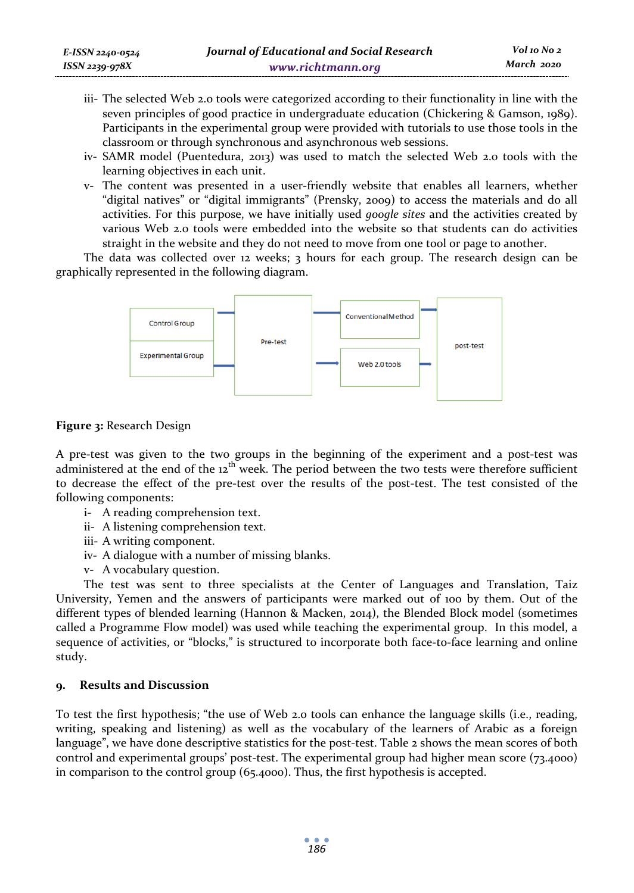iii- The selected Web 2.0 tools were categorized according to their functionality in line with the seven principles of good practice in undergraduate education (Chickering & Gamson, 1989). Participants in the experimental group were provided with tutorials to use those tools in the classroom or through synchronous and asynchronous web sessions.

iv- SAMR model (Puentedura, 2013) was used to match the selected Web 2.0 tools with the learning objectives in each unit.

v- The content was presented in a user-friendly website that enables all learners, whether "digital natives" or "digital immigrants" (Prensky, 2009) to access the materials and do all activities. For this purpose, we have initially used *google sites* and the activities created by various Web 2.0 tools were embedded into the website so that students can do activities straight in the website and they do not need to move from one tool or page to another.

The data was collected over 12 weeks; 3 hours for each group. The research design can be graphically represented in the following diagram.

Control Group → Pre-test → Conventional Method → post-test

Experimental Group → Pre-test → Web 2.0 tools → post-test

**Figure 3:** Research Design

A pre-test was given to the two groups in the beginning of the experiment and a post-test was administered at the end of the 12th week. The period between the two tests were therefore sufficient to decrease the effect of the pre-test over the results of the post-test. The test consisted of the following components:

i- A reading comprehension text.
ii- A listening comprehension text.
iii- A writing component.
iv- A dialogue with a number of missing blanks.
v- A vocabulary question.

The test was sent to three specialists at the Center of Languages and Translation, Taiz University, Yemen and the answers of participants were marked out of 100 by them. Out of the different types of blended learning (Hannon & Macken, 2014), the Blended Block model (sometimes called a Programme Flow model) was used while teaching the experimental group. In this model, a sequence of activities, or "blocks," is structured to incorporate both face-to-face learning and online study.

## 9. Results and Discussion

To test the first hypothesis; "the use of Web 2.0 tools can enhance the language skills (i.e., reading, writing, speaking and listening) as well as the vocabulary of the learners of Arabic as a foreign language", we have done descriptive statistics for the post-test. Table 2 shows the mean scores of both control and experimental groups' post-test. The experimental group had higher mean score (73.4000) in comparison to the control group (65.4000). Thus, the first hypothesis is accepted.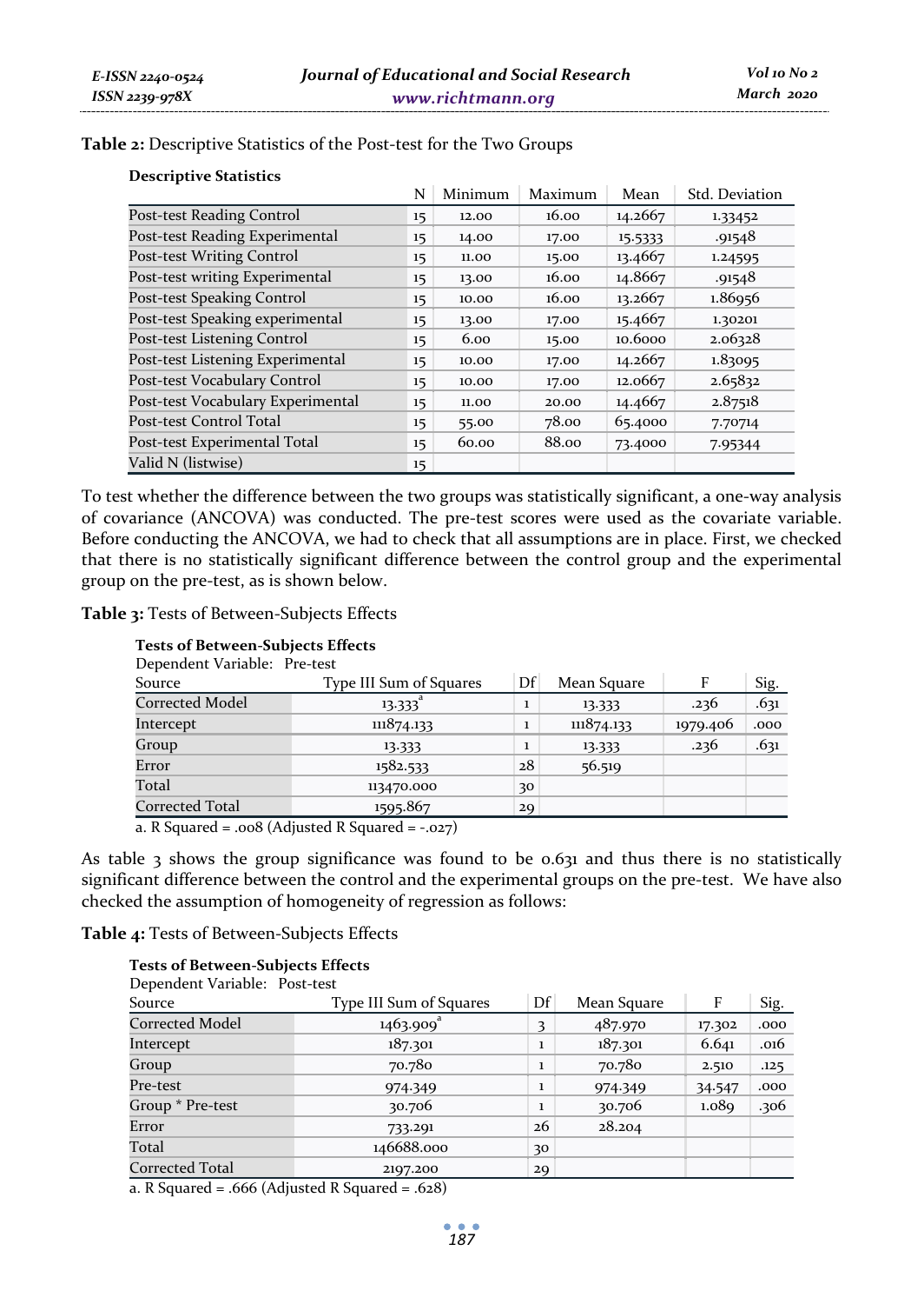**Table 2:** Descriptive Statistics of the Post-test for the Two Groups

**Descriptive Statistics**

| | N | Minimum | Maximum | Mean | Std. Deviation |
|---|---|---|---|---|---|
| Post-test Reading Control | 15 | 12.00 | 16.00 | 14.2667 | 1.33452 |
| Post-test Reading Experimental | 15 | 14.00 | 17.00 | 15.5333 | .91548 |
| Post-test Writing Control | 15 | 11.00 | 15.00 | 13.4667 | 1.24595 |
| Post-test writing Experimental | 15 | 13.00 | 16.00 | 14.8667 | .91548 |
| Post-test Speaking Control | 15 | 10.00 | 16.00 | 13.2667 | 1.86956 |
| Post-test Speaking experimental | 15 | 13.00 | 17.00 | 15.4667 | 1.30201 |
| Post-test Listening Control | 15 | 6.00 | 15.00 | 10.6000 | 2.06328 |
| Post-test Listening Experimental | 15 | 10.00 | 17.00 | 14.2667 | 1.83095 |
| Post-test Vocabulary Control | 15 | 10.00 | 17.00 | 12.0667 | 2.65832 |
| Post-test Vocabulary Experimental | 15 | 11.00 | 20.00 | 14.4667 | 2.87518 |
| Post-test Control Total | 15 | 55.00 | 78.00 | 65.4000 | 7.70714 |
| Post-test Experimental Total | 15 | 60.00 | 88.00 | 73.4000 | 7.95344 |
| Valid N (listwise) | 15 | | | | |

To test whether the difference between the two groups was statistically significant, a one-way analysis of covariance (ANCOVA) was conducted. The pre-test scores were used as the covariate variable. Before conducting the ANCOVA, we had to check that all assumptions are in place. First, we checked that there is no statistically significant difference between the control group and the experimental group on the pre-test, as is shown below.

**Table 3:** Tests of Between-Subjects Effects

**Tests of Between-Subjects Effects**

Dependent Variable: Pre-test

| Source | Type III Sum of Squares | Df | Mean Square | F | Sig. |
|---|---|---|---|---|---|
| Corrected Model | 13.333[a] | 1 | 13.333 | .236 | .631 |
| Intercept | 111874.133 | 1 | 111874.133 | 1979.406 | .000 |
| Group | 13.333 | 1 | 13.333 | .236 | .631 |
| Error | 1582.533 | 28 | 56.519 | | |
| Total | 113470.000 | 30 | | | |
| Corrected Total | 1595.867 | 29 | | | |

a. R Squared = .008 (Adjusted R Squared = -.027)

As table 3 shows the group significance was found to be 0.631 and thus there is no statistically significant difference between the control and the experimental groups on the pre-test. We have also checked the assumption of homogeneity of regression as follows:

**Table 4:** Tests of Between-Subjects Effects

**Tests of Between-Subjects Effects**

Dependent Variable: Post-test

| Source | Type III Sum of Squares | Df | Mean Square | F | Sig. |
|---|---|---|---|---|---|
| Corrected Model | 1463.909[a] | 3 | 487.970 | 17.302 | .000 |
| Intercept | 187.301 | 1 | 187.301 | 6.641 | .016 |
| Group | 70.780 | 1 | 70.780 | 2.510 | .125 |
| Pre-test | 974.349 | 1 | 974.349 | 34.547 | .000 |
| Group * Pre-test | 30.706 | 1 | 30.706 | 1.089 | .306 |
| Error | 733.291 | 26 | 28.204 | | |
| Total | 146688.000 | 30 | | | |
| Corrected Total | 2197.200 | 29 | | | |

a. R Squared = .666 (Adjusted R Squared = .628)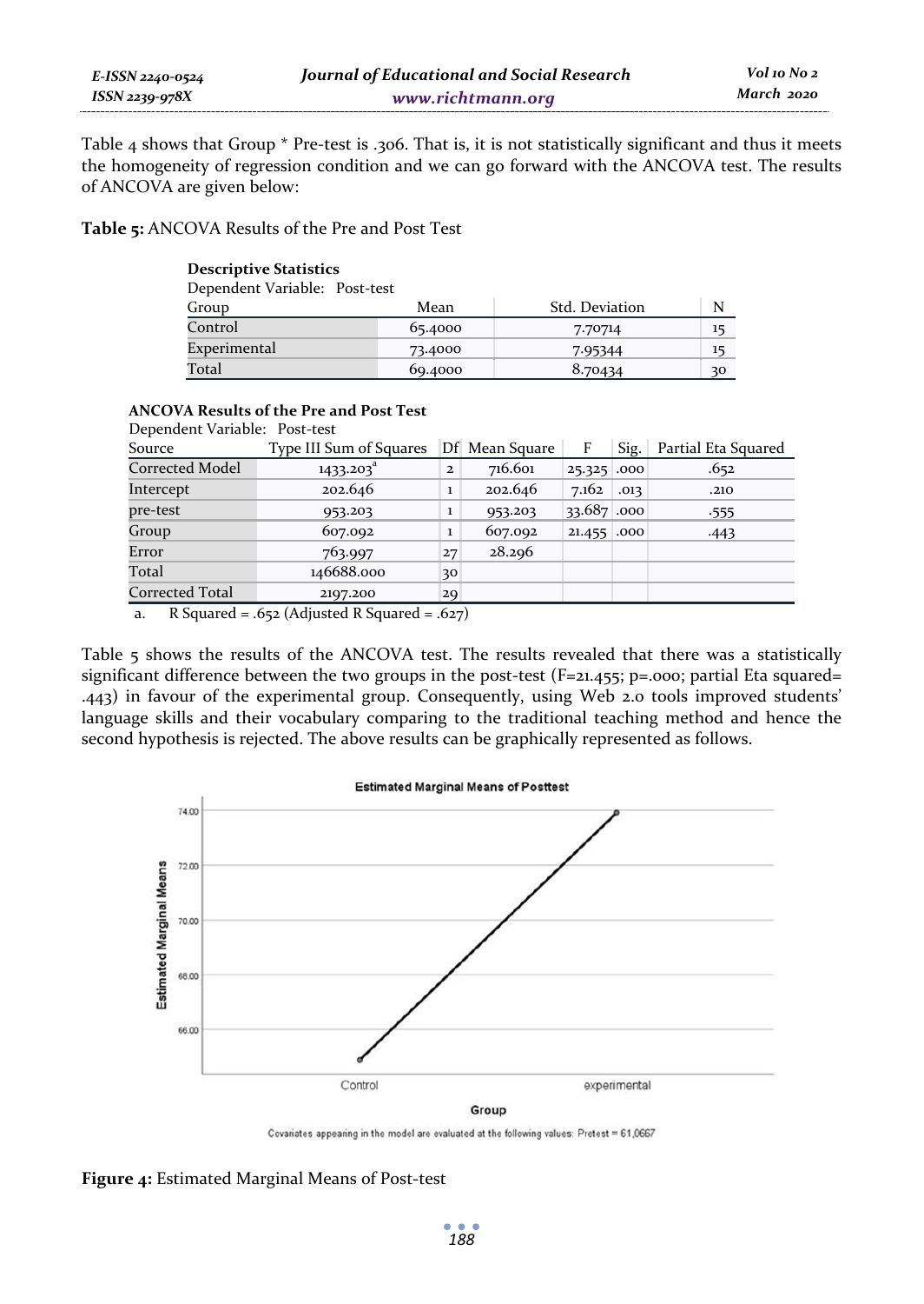Table 4 shows that Group * Pre-test is .306. That is, it is not statistically significant and thus it meets the homogeneity of regression condition and we can go forward with the ANCOVA test. The results of ANCOVA are given below:

**Table 5:** ANCOVA Results of the Pre and Post Test

**Descriptive Statistics**

Dependent Variable: Post-test

| Group | Mean | Std. Deviation | N |
|---|---|---|---|
| Control | 65.4000 | 7.70714 | 15 |
| Experimental | 73.4000 | 7.95344 | 15 |
| Total | 69.4000 | 8.70434 | 30 |

**ANCOVA Results of the Pre and Post Test**

Dependent Variable: Post-test

| Source | Type III Sum of Squares | Df | Mean Square | F | Sig. | Partial Eta Squared |
|---|---|---|---|---|---|---|
| Corrected Model | 1433.203[a] | 2 | 716.601 | 25.325 | .000 | .652 |
| Intercept | 202.646 | 1 | 202.646 | 7.162 | .013 | .210 |
| pre-test | 953.203 | 1 | 953.203 | 33.687 | .000 | .555 |
| Group | 607.092 | 1 | 607.092 | 21.455 | .000 | .443 |
| Error | 763.997 | 27 | 28.296 | | | |
| Total | 146688.000 | 30 | | | | |
| Corrected Total | 2197.200 | 29 | | | | |

a. R Squared = .652 (Adjusted R Squared = .627)

Table 5 shows the results of the ANCOVA test. The results revealed that there was a statistically significant difference between the two groups in the post-test ($F=21.455$; $p=.000$; partial Eta squared= .443) in favour of the experimental group. Consequently, using Web 2.0 tools improved students' language skills and their vocabulary comparing to the traditional teaching method and hence the second hypothesis is rejected. The above results can be graphically represented as follows.

**Figure 4:** Estimated Marginal Means of Post-test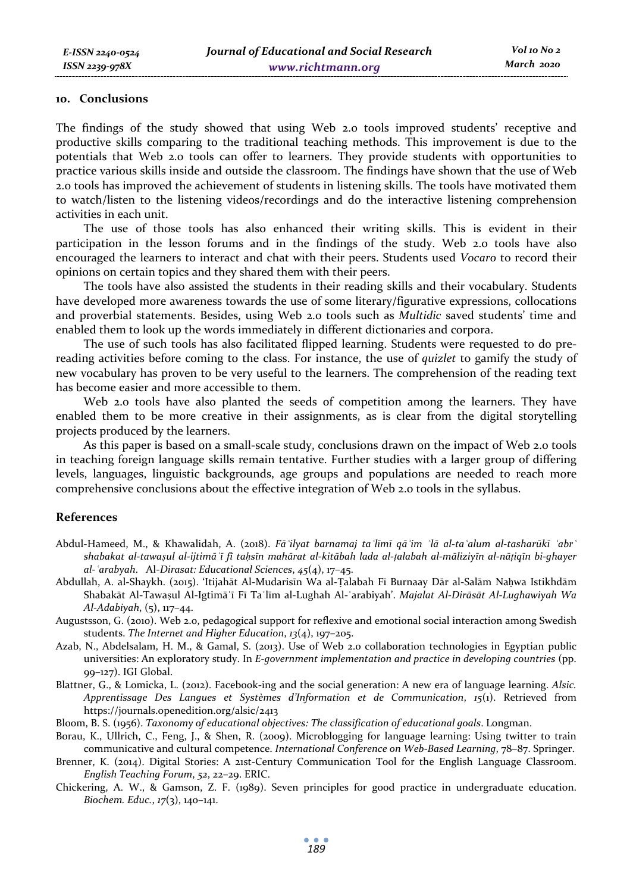## 10. Conclusions

The findings of the study showed that using Web 2.0 tools improved students' receptive and productive skills comparing to the traditional teaching methods. This improvement is due to the potentials that Web 2.0 tools can offer to learners. They provide students with opportunities to practice various skills inside and outside the classroom. The findings have shown that the use of Web 2.0 tools has improved the achievement of students in listening skills. The tools have motivated them to watch/listen to the listening videos/recordings and do the interactive listening comprehension activities in each unit.

The use of those tools has also enhanced their writing skills. This is evident in their participation in the lesson forums and in the findings of the study. Web 2.0 tools have also encouraged the learners to interact and chat with their peers. Students used *Vocaro* to record their opinions on certain topics and they shared them with their peers.

The tools have also assisted the students in their reading skills and their vocabulary. Students have developed more awareness towards the use of some literary/figurative expressions, collocations and proverbial statements. Besides, using Web 2.0 tools such as *Multidic* saved students' time and enabled them to look up the words immediately in different dictionaries and corpora.

The use of such tools has also facilitated flipped learning. Students were requested to do pre-reading activities before coming to the class. For instance, the use of *quizlet* to gamify the study of new vocabulary has proven to be very useful to the learners. The comprehension of the reading text has become easier and more accessible to them.

Web 2.0 tools have also planted the seeds of competition among the learners. They have enabled them to be more creative in their assignments, as is clear from the digital storytelling projects produced by the learners.

As this paper is based on a small-scale study, conclusions drawn on the impact of Web 2.0 tools in teaching foreign language skills remain tentative. Further studies with a larger group of differing levels, languages, linguistic backgrounds, age groups and populations are needed to reach more comprehensive conclusions about the effective integration of Web 2.0 tools in the syllabus.

## References

Abdul-Hameed, M., & Khawalidah, A. (2018). *Fāʿilyat barnamaj taʿlīmī qāʾim ʿlā al-taʿalum al-tasharūkī ʿabrʿ shabakat al-tawaṣul al-ijtimāʿī fī taḥsīn mahārat al-kitābah lada al-ṭalabah al-māliziyīn al-nāṭiqīn bi-ghayer al-ʿarabyah*. Al-*Dirasat: Educational Sciences*, *45*(4), 17–45.

Abdullah, A. al-Shaykh. (2015). 'Itijahāt Al-Mudarisīn Wa al-Ṭalabah Fī Burnaay Dār al-Salām Naḥwa Istikhdām Shabakāt Al-Tawaṣul Al-Igtimāʿī Fī Taʿlīm al-Lughah Al-ʿarabiyah'. *Majalat Al-Dirāsāt Al-Lughawiyah Wa Al-Adabiyah*, (5), 117–44.

Augustsson, G. (2010). Web 2.0, pedagogical support for reflexive and emotional social interaction among Swedish students. *The Internet and Higher Education*, *13*(4), 197–205.

Azab, N., Abdelsalam, H. M., & Gamal, S. (2013). Use of Web 2.0 collaboration technologies in Egyptian public universities: An exploratory study. In *E-government implementation and practice in developing countries* (pp. 99–127). IGI Global.

Blattner, G., & Lomicka, L. (2012). Facebook-ing and the social generation: A new era of language learning. *Alsic. Apprentissage Des Langues et Systèmes d'Information et de Communication*, *15*(1). Retrieved from https://journals.openedition.org/alsic/2413

Bloom, B. S. (1956). *Taxonomy of educational objectives: The classification of educational goals*. Longman.

Borau, K., Ullrich, C., Feng, J., & Shen, R. (2009). Microblogging for language learning: Using twitter to train communicative and cultural competence. *International Conference on Web-Based Learning*, 78–87. Springer.

Brenner, K. (2014). Digital Stories: A 21st-Century Communication Tool for the English Language Classroom. *English Teaching Forum*, *52*, 22–29. ERIC.

Chickering, A. W., & Gamson, Z. F. (1989). Seven principles for good practice in undergraduate education. *Biochem. Educ.*, *17*(3), 140–141.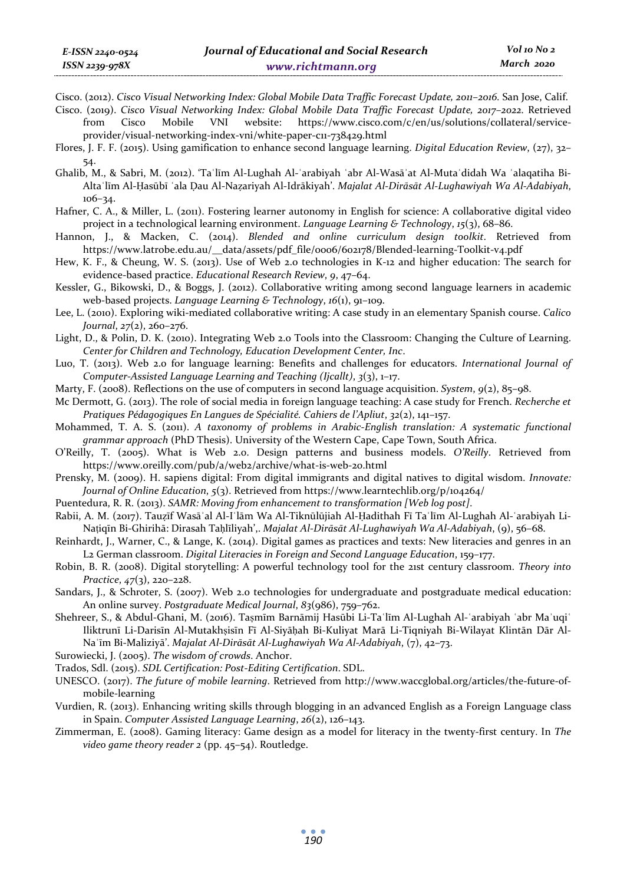Cisco. (2012). *Cisco Visual Networking Index: Global Mobile Data Traffic Forecast Update, 2011–2016*. San Jose, Calif.

Cisco. (2019). *Cisco Visual Networking Index: Global Mobile Data Traffic Forecast Update, 2017–2022*. Retrieved from Cisco Mobile VNI website: https://www.cisco.com/c/en/us/solutions/collateral/service-provider/visual-networking-index-vni/white-paper-c11-738429.html

Flores, J. F. F. (2015). Using gamification to enhance second language learning. *Digital Education Review*, (27), 32–54.

Ghalib, M., & Sabri, M. (2012). 'Taʿlīm Al-Lughah Al-ʿarabiyah ʿabr Al-Wasāʾat Al-Mutaʿdidah Wa ʿalaqatiha Bi-Altaʿlīm Al-Ḥasūbī ʿala Ḍau Al-Naẓariyah Al-Idrākiyah'. *Majalat Al-Dirāsāt Al-Lughawiyah Wa Al-Adabiyah*, 106–34.

Hafner, C. A., & Miller, L. (2011). Fostering learner autonomy in English for science: A collaborative digital video project in a technological learning environment. *Language Learning & Technology*, *15*(3), 68–86.

Hannon, J., & Macken, C. (2014). *Blended and online curriculum design toolkit*. Retrieved from https://www.latrobe.edu.au/__data/assets/pdf_file/0006/602178/Blended-learning-Toolkit-v4.pdf

Hew, K. F., & Cheung, W. S. (2013). Use of Web 2.0 technologies in K-12 and higher education: The search for evidence-based practice. *Educational Research Review*, *9*, 47–64.

Kessler, G., Bikowski, D., & Boggs, J. (2012). Collaborative writing among second language learners in academic web-based projects. *Language Learning & Technology*, *16*(1), 91–109.

Lee, L. (2010). Exploring wiki-mediated collaborative writing: A case study in an elementary Spanish course. *Calico Journal*, *27*(2), 260–276.

Light, D., & Polin, D. K. (2010). Integrating Web 2.0 Tools into the Classroom: Changing the Culture of Learning. *Center for Children and Technology, Education Development Center, Inc*.

Luo, T. (2013). Web 2.0 for language learning: Benefits and challenges for educators. *International Journal of Computer-Assisted Language Learning and Teaching (Ijcallt)*, *3*(3), 1–17.

Marty, F. (2008). Reflections on the use of computers in second language acquisition. *System*, *9*(2), 85–98.

Mc Dermott, G. (2013). The role of social media in foreign language teaching: A case study for French. *Recherche et Pratiques Pédagogiques En Langues de Spécialité. Cahiers de l'Apliut*, *32*(2), 141–157.

Mohammed, T. A. S. (2011). *A taxonomy of problems in Arabic-English translation: A systematic functional grammar approach* (PhD Thesis). University of the Western Cape, Cape Town, South Africa.

O'Reilly, T. (2005). What is Web 2.0. Design patterns and business models. *O'Reilly*. Retrieved from https://www.oreilly.com/pub/a/web2/archive/what-is-web-20.html

Prensky, M. (2009). H. sapiens digital: From digital immigrants and digital natives to digital wisdom. *Innovate: Journal of Online Education*, *5*(3). Retrieved from https://www.learntechlib.org/p/104264/

Puentedura, R. R. (2013). *SAMR: Moving from enhancement to transformation [Web log post]*.

Rabii, A. M. (2017). Tauẓīf Wasāʾal Al-Iʿlām Wa Al-Tiknūlūjiah Al-Ḥadithah Fī Taʿlīm Al-Lughah Al-ʿarabiyah Li-Naṭiqīn Bi-Ghirihā: Dirasah Taḥlīliyah',. *Majalat Al-Dirāsāt Al-Lughawiyah Wa Al-Adabiyah*, (9), 56–68.

Reinhardt, J., Warner, C., & Lange, K. (2014). Digital games as practices and texts: New literacies and genres in an L2 German classroom. *Digital Literacies in Foreign and Second Language Education*, 159–177.

Robin, B. R. (2008). Digital storytelling: A powerful technology tool for the 21st century classroom. *Theory into Practice*, *47*(3), 220–228.

Sandars, J., & Schroter, S. (2007). Web 2.0 technologies for undergraduate and postgraduate medical education: An online survey. *Postgraduate Medical Journal*, *83*(986), 759–762.

Shehreer, S., & Abdul-Ghani, M. (2016). Taṣmīm Barnāmij Hasūbi Li-Taʿlīm Al-Lughah Al-ʿarabiyah ʿabr Maʾuqiʿ Iliktrunī Li-Darisīn Al-Mutakhṣisīn Fī Al-Siyāḥah Bi-Kuliyat Marā Li-Tiqniyah Bi-Wilayat Klintān Dār Al-Naʿīm Bi-Maliziyā'. *Majalat Al-Dirāsāt Al-Lughawiyah Wa Al-Adabiyah*, (7), 42–73.

Surowiecki, J. (2005). *The wisdom of crowds*. Anchor.

Trados, Sdl. (2015). *SDL Certification: Post-Editing Certification*. SDL.

UNESCO. (2017). *The future of mobile learning*. Retrieved from http://www.waccglobal.org/articles/the-future-of-mobile-learning

Vurdien, R. (2013). Enhancing writing skills through blogging in an advanced English as a Foreign Language class in Spain. *Computer Assisted Language Learning*, *26*(2), 126–143.

Zimmerman, E. (2008). Gaming literacy: Game design as a model for literacy in the twenty-first century. In *The video game theory reader 2* (pp. 45–54). Routledge.